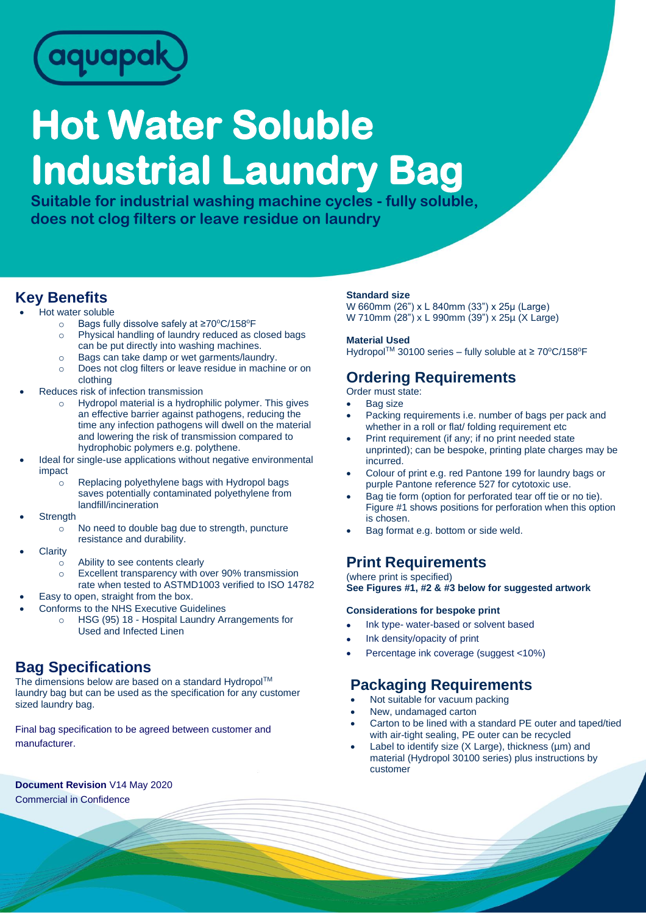aquapak

# Hot Water Soluble Industrial Laundry Bag

**Suitable for industrial washing machine cycles - fully soluble, does not clog filters or leave residue on laundry**

## Key Benefits

- Hot water soluble
  - Bags fully dissolve safely at ≥70°C/158°F
  - Physical handling of laundry reduced as closed bags can be put directly into washing machines.
  - Bags can take damp or wet garments/laundry.
  - Does not clog filters or leave residue in machine or on clothing
- Reduces risk of infection transmission
  - Hydropol material is a hydrophilic polymer. This gives an effective barrier against pathogens, reducing the time any infection pathogens will dwell on the material and lowering the risk of transmission compared to hydrophobic polymers e.g. polythene.
- Ideal for single-use applications without negative environmental impact
  - Replacing polyethylene bags with Hydropol bags saves potentially contaminated polyethylene from landfill/incineration
- Strength
  - No need to double bag due to strength, puncture resistance and durability.
- Clarity
  - Ability to see contents clearly
  - Excellent transparency with over 90% transmission rate when tested to ASTMD1003 verified to ISO 14782
- Easy to open, straight from the box.
- Conforms to the NHS Executive Guidelines
  - HSG (95) 18 - Hospital Laundry Arrangements for Used and Infected Linen

## Bag Specifications

The dimensions below are based on a standard Hydropol™ laundry bag but can be used as the specification for any customer sized laundry bag.

Final bag specification to be agreed between customer and manufacturer.

**Standard size**

W 660mm (26") x L 840mm (33") x 25µ (Large)
W 710mm (28") x L 990mm (39") x 25µ (X Large)

**Material Used**

Hydropol™ 30100 series – fully soluble at ≥ 70°C/158°F

## Ordering Requirements

Order must state:

- Bag size
- Packing requirements i.e. number of bags per pack and whether in a roll or flat/ folding requirement etc
- Print requirement (if any; if no print needed state unprinted); can be bespoke, printing plate charges may be incurred.
- Colour of print e.g. red Pantone 199 for laundry bags or purple Pantone reference 527 for cytotoxic use.
- Bag tie form (option for perforated tear off tie or no tie). Figure #1 shows positions for perforation when this option is chosen.
- Bag format e.g. bottom or side weld.

## Print Requirements

(where print is specified)
**See Figures #1, #2 & #3 below for suggested artwork**

**Considerations for bespoke print**

- Ink type- water-based or solvent based
- Ink density/opacity of print
- Percentage ink coverage (suggest <10%)

## Packaging Requirements

- Not suitable for vacuum packing
- New, undamaged carton
- Carton to be lined with a standard PE outer and taped/tied with air-tight sealing, PE outer can be recycled
- Label to identify size (X Large), thickness (µm) and material (Hydropol 30100 series) plus instructions by customer

**Document Revision** V14 May 2020
Commercial in Confidence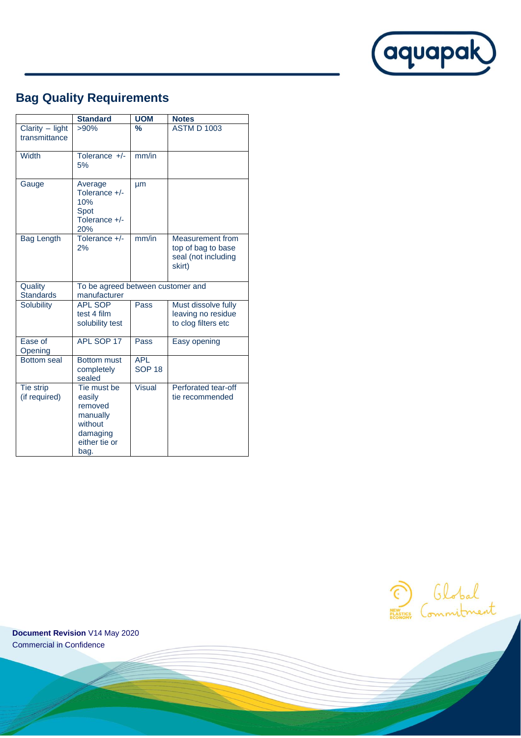## Bag Quality Requirements

| | Standard | UOM | Notes |
|---|---|---|---|
| Clarity – light transmittance | >90% | % | ASTM D 1003 |
| Width | Tolerance +/- 5% | mm/in | |
| Gauge | Average Tolerance +/- 10% Spot Tolerance +/- 20% | µm | |
| Bag Length | Tolerance +/- 2% | mm/in | Measurement from top of bag to base seal (not including skirt) |
| Quality Standards | To be agreed between customer and manufacturer | | |
| Solubility | APL SOP test 4 film solubility test | Pass | Must dissolve fully leaving no residue to clog filters etc |
| Ease of Opening | APL SOP 17 | Pass | Easy opening |
| Bottom seal | Bottom must completely sealed | APL SOP 18 | |
| Tie strip (if required) | Tie must be easily removed manually without damaging either tie or bag. | Visual | Perforated tear-off tie recommended |

**Document Revision** V14 May 2020
Commercial in Confidence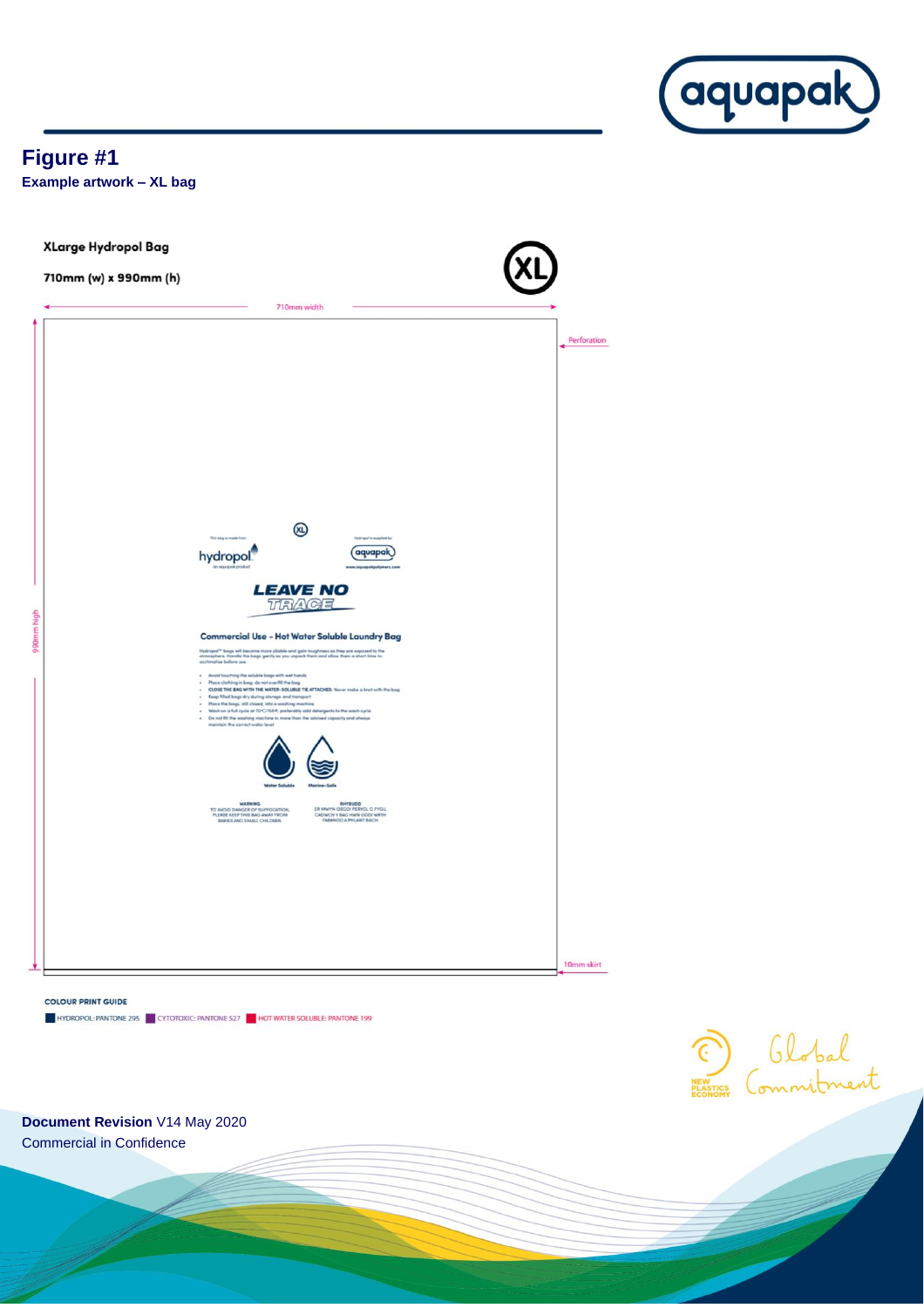# Figure #1

**Example artwork – XL bag**

XLarge Hydropol Bag

710mm (w) x 990mm (h)

XL

710mm width

Perforation

990mm high

10mm skirt

XL

This bag is made from

hydropol

an aquapak product

Hydropol is supplied by

aquapak

www.aquapakpolymers.com

LEAVE NO TRACE

Commercial Use – Hot Water Soluble Laundry Bag

Hydropol™ bags will become more pliable and gain toughness as they are exposed to the atmosphere. Handle the bags gently as you unpack them and allow them a short time to acclimatise before use.

- Avoid touching the soluble bags with wet hands
- Place clothing in bag, do not overfill the bag
- CLOSE THE BAG WITH THE WATER-SOLUBLE TIE ATTACHED. Never make a knot with the bag
- Keep filled bags dry during storage and transport
- Place the bags, still closed, into a washing machine
- Wash on a full cycle at 70°C/158°F, preferably add detergents to the wash cycle
- Do not fill the washing machine to more than the advised capacity and always maintain the correct water level

Water Soluble

Marine-Safe

WARNING
TO AVOID DANGER OF SUFFOCATION, PLEASE KEEP THIS BAG AWAY FROM BABIES AND SMALL CHILDREN.

RHYBUDD
ER MWYN OSGOI PERYGL O FYGU, CADWCH Y BAG HWN ODDI WRTH FABANOD A PHLANT BACH.

COLOUR PRINT GUIDE

HYDROPOL: PANTONE 295 | CYTOTOXIC: PANTONE 527 | HOT WATER SOLUBLE: PANTONE 199

**Document Revision** V14 May 2020

Commercial in Confidence